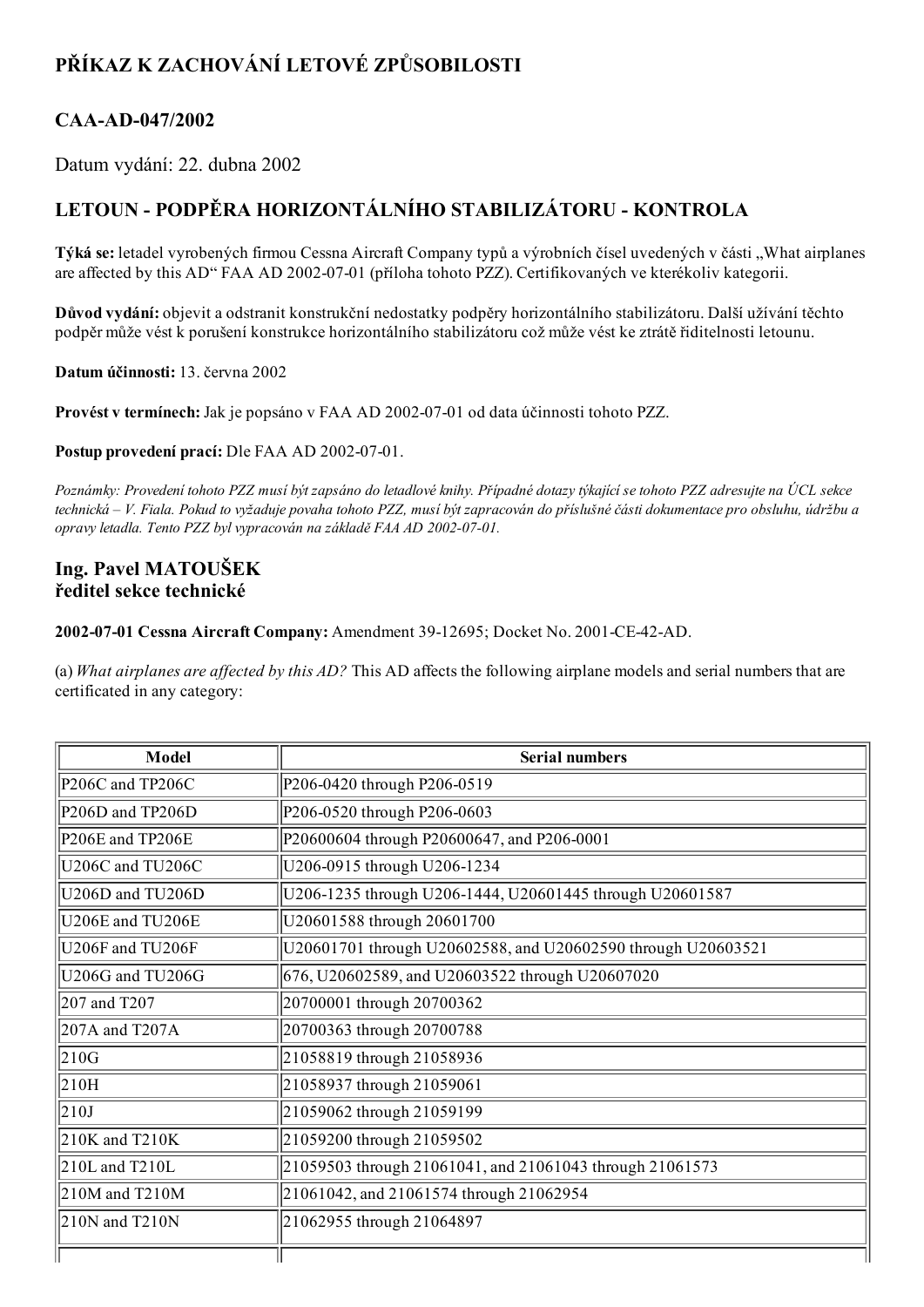# PŘÍKAZ K ZACHOVÁNÍ LETOVÉ ZPŮSOBILOSTI

## CAA-AD-047/2002

Datum vydání: 22. dubna 2002

## LETOUN - PODPĚRA HORIZONTÁLNÍHO STABILIZÁTORU - KONTROLA

**Týká se:** letadel vyrobených firmou Cessna Aircraft Company typů a výrobních čísel uvedených v části „What airplanes are affected by this AD" FAA AD 2002-07-01 (příloha tohoto PZZ). Certifikovaných ve kterékoliv kategorii.

**Důvod vydání:** objevit a odstranit konstrukční nedostatky podpěry horizontálního stabilizátoru. Další užívání těchto podpěr může vést k porušení konstrukce horizontálního stabilizátoru což může vést ke ztrátě řiditelnosti letounu.

**Datum účinnosti:** 13. června 2002

**Provést v termínech:** Jak je popsáno v FAA AD 2002-07-01 od data účinnosti tohoto PZZ.

**Postup provedení prací:** Dle FAA AD 2002-07-01.

*Poznámky: Provedení tohoto PZZ musí být zapsáno do letadlové knihy. Případné dotazy týkající se tohoto PZZ adresujte na ÚCL sekce technická – V. Fiala. Pokud to vyžaduje povaha tohoto PZZ, musí být zapracován do příslušné části dokumentace pro obsluhu, údržbu a opravy letadla. Tento PZZ byl vypracován na základě FAA AD 2002-07-01.*

### Ing. Pavel MATOUŠEK
### ředitel sekce technické

**2002-07-01 Cessna Aircraft Company:** Amendment 39-12695; Docket No. 2001-CE-42-AD.

(a) *What airplanes are affected by this AD?* This AD affects the following airplane models and serial numbers that are certificated in any category:

| Model | Serial numbers |
|---|---|
| P206C and TP206C | P206-0420 through P206-0519 |
| P206D and TP206D | P206-0520 through P206-0603 |
| P206E and TP206E | P20600604 through P20600647, and P206-0001 |
| U206C and TU206C | U206-0915 through U206-1234 |
| U206D and TU206D | U206-1235 through U206-1444, U20601445 through U20601587 |
| U206E and TU206E | U20601588 through 20601700 |
| U206F and TU206F | U20601701 through U20602588, and U20602590 through U20603521 |
| U206G and TU206G | 676, U20602589, and U20603522 through U20607020 |
| 207 and T207 | 20700001 through 20700362 |
| 207A and T207A | 20700363 through 20700788 |
| 210G | 21058819 through 21058936 |
| 210H | 21058937 through 21059061 |
| 210J | 21059062 through 21059199 |
| 210K and T210K | 21059200 through 21059502 |
| 210L and T210L | 21059503 through 21061041, and 21061043 through 21061573 |
| 210M and T210M | 21061042, and 21061574 through 21062954 |
| 210N and T210N | 21062955 through 21064897 |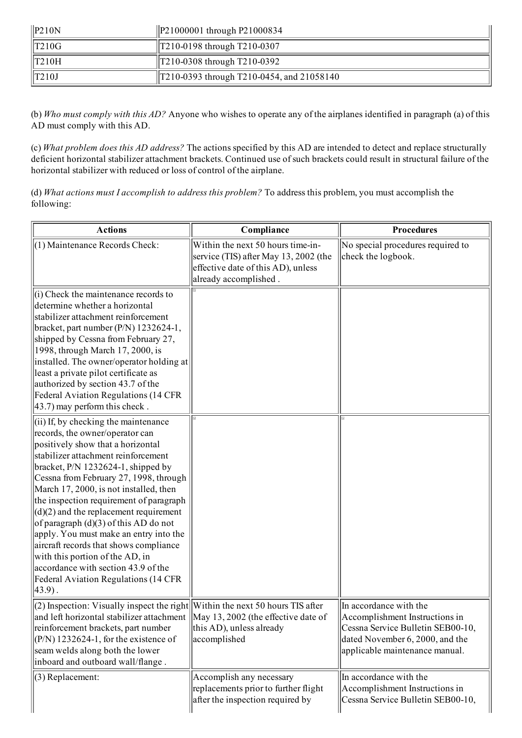| | |
|---|---|
| P210N | P21000001 through P21000834 |
| T210G | T210-0198 through T210-0307 |
| T210H | T210-0308 through T210-0392 |
| T210J | T210-0393 through T210-0454, and 21058140 |

(b) *Who must comply with this AD?* Anyone who wishes to operate any of the airplanes identified in paragraph (a) of this AD must comply with this AD.

(c) *What problem does this AD address?* The actions specified by this AD are intended to detect and replace structurally deficient horizontal stabilizer attachment brackets. Continued use of such brackets could result in structural failure of the horizontal stabilizer with reduced or loss of control of the airplane.

(d) *What actions must I accomplish to address this problem?* To address this problem, you must accomplish the following:

| Actions | Compliance | Procedures |
|---|---|---|
| (1) Maintenance Records Check: | Within the next 50 hours time-in-service (TIS) after May 13, 2002 (the effective date of this AD), unless already accomplished . | No special procedures required to check the logbook. |
| (i) Check the maintenance records to determine whether a horizontal stabilizer attachment reinforcement bracket, part number (P/N) 1232624-1, shipped by Cessna from February 27, 1998, through March 17, 2000, is installed. The owner/operator holding at least a private pilot certificate as authorized by section 43.7 of the Federal Aviation Regulations (14 CFR 43.7) may perform this check . | | |
| (ii) If, by checking the maintenance records, the owner/operator can positively show that a horizontal stabilizer attachment reinforcement bracket, P/N 1232624-1, shipped by Cessna from February 27, 1998, through March 17, 2000, is not installed, then the inspection requirement of paragraph (d)(2) and the replacement requirement of paragraph (d)(3) of this AD do not apply. You must make an entry into the aircraft records that shows compliance with this portion of the AD, in accordance with section 43.9 of the Federal Aviation Regulations (14 CFR 43.9) . | | |
| (2) Inspection: Visually inspect the right and left horizontal stabilizer attachment reinforcement brackets, part number (P/N) 1232624-1, for the existence of seam welds along both the lower inboard and outboard wall/flange . | Within the next 50 hours TIS after May 13, 2002 (the effective date of this AD), unless already accomplished | In accordance with the Accomplishment Instructions in Cessna Service Bulletin SEB00-10, dated November 6, 2000, and the applicable maintenance manual. |
| (3) Replacement: | Accomplish any necessary replacements prior to further flight after the inspection required by | In accordance with the Accomplishment Instructions in Cessna Service Bulletin SEB00-10, |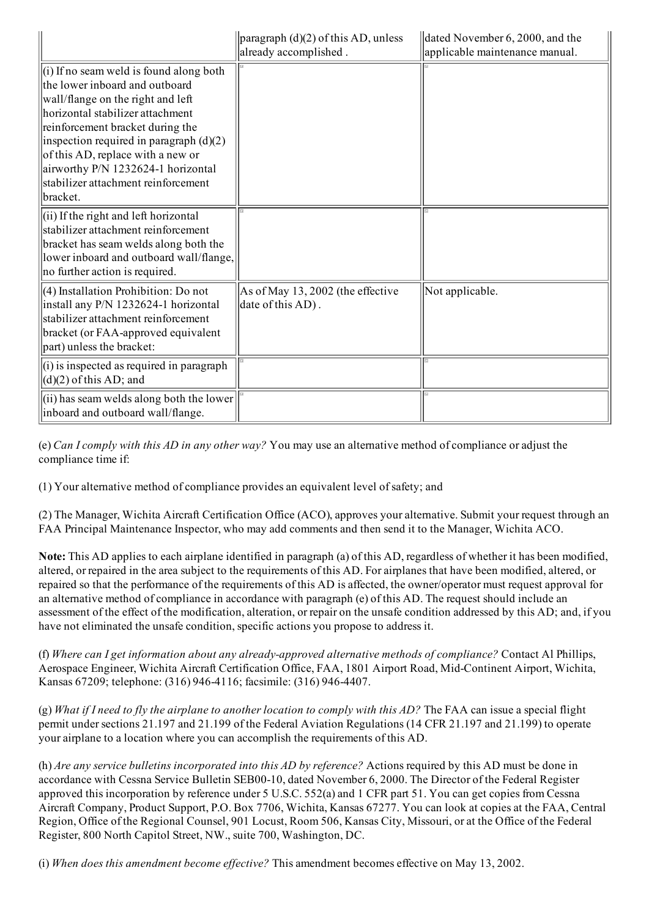| | | |
|---|---|---|
| | paragraph (d)(2) of this AD, unless already accomplished . | dated November 6, 2000, and the applicable maintenance manual. |
| (i) If no seam weld is found along both the lower inboard and outboard wall/flange on the right and left horizontal stabilizer attachment reinforcement bracket during the inspection required in paragraph (d)(2) of this AD, replace with a new or airworthy P/N 1232624-1 horizontal stabilizer attachment reinforcement bracket. | | |
| (ii) If the right and left horizontal stabilizer attachment reinforcement bracket has seam welds along both the lower inboard and outboard wall/flange, no further action is required. | | |
| (4) Installation Prohibition: Do not install any P/N 1232624-1 horizontal stabilizer attachment reinforcement bracket (or FAA-approved equivalent part) unless the bracket: | As of May 13, 2002 (the effective date of this AD) . | Not applicable. |
| (i) is inspected as required in paragraph (d)(2) of this AD; and | | |
| (ii) has seam welds along both the lower inboard and outboard wall/flange. | | |

(e) *Can I comply with this AD in any other way?* You may use an alternative method of compliance or adjust the compliance time if:

(1) Your alternative method of compliance provides an equivalent level of safety; and

(2) The Manager, Wichita Aircraft Certification Office (ACO), approves your alternative. Submit your request through an FAA Principal Maintenance Inspector, who may add comments and then send it to the Manager, Wichita ACO.

**Note:** This AD applies to each airplane identified in paragraph (a) of this AD, regardless of whether it has been modified, altered, or repaired in the area subject to the requirements of this AD. For airplanes that have been modified, altered, or repaired so that the performance of the requirements of this AD is affected, the owner/operator must request approval for an alternative method of compliance in accordance with paragraph (e) of this AD. The request should include an assessment of the effect of the modification, alteration, or repair on the unsafe condition addressed by this AD; and, if you have not eliminated the unsafe condition, specific actions you propose to address it.

(f) *Where can I get information about any already-approved alternative methods of compliance?* Contact Al Phillips, Aerospace Engineer, Wichita Aircraft Certification Office, FAA, 1801 Airport Road, Mid-Continent Airport, Wichita, Kansas 67209; telephone: (316) 946-4116; facsimile: (316) 946-4407.

(g) *What if I need to fly the airplane to another location to comply with this AD?* The FAA can issue a special flight permit under sections 21.197 and 21.199 of the Federal Aviation Regulations (14 CFR 21.197 and 21.199) to operate your airplane to a location where you can accomplish the requirements of this AD.

(h) *Are any service bulletins incorporated into this AD by reference?* Actions required by this AD must be done in accordance with Cessna Service Bulletin SEB00-10, dated November 6, 2000. The Director of the Federal Register approved this incorporation by reference under 5 U.S.C. 552(a) and 1 CFR part 51. You can get copies from Cessna Aircraft Company, Product Support, P.O. Box 7706, Wichita, Kansas 67277. You can look at copies at the FAA, Central Region, Office of the Regional Counsel, 901 Locust, Room 506, Kansas City, Missouri, or at the Office of the Federal Register, 800 North Capitol Street, NW., suite 700, Washington, DC.

(i) *When does this amendment become effective?* This amendment becomes effective on May 13, 2002.